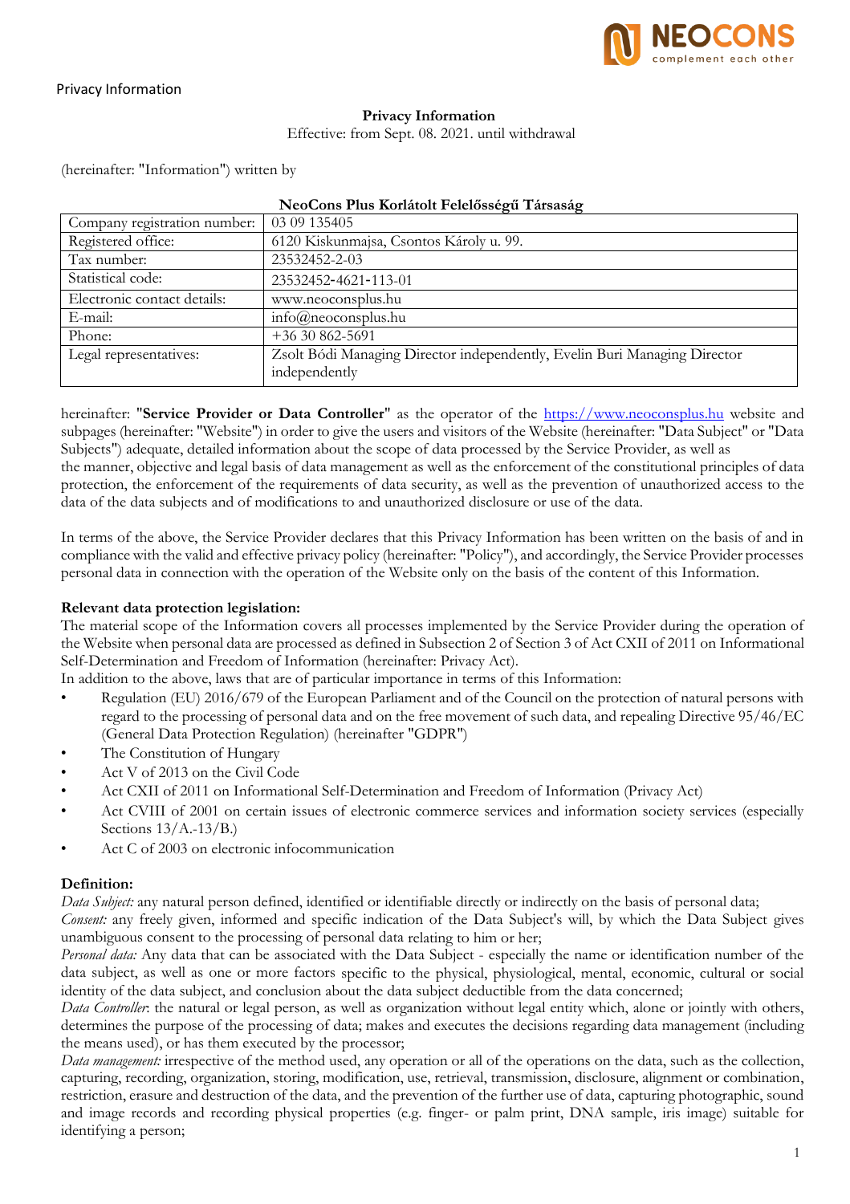# Privacy Information

Effective: from Sept. 08. 2021. until withdrawal

(hereinafter: "Information") written by

**NeoCons Plus Korlátolt Felelősségű Társaság**

| Company registration number: | 03 09 135405 |
|---|---|
| Registered office: | 6120 Kiskunmajsa, Csontos Károly u. 99. |
| Tax number: | 23532452-2-03 |
| Statistical code: | 23532452-4621-113-01 |
| Electronic contact details: | www.neoconsplus.hu |
| E-mail: | info@neoconsplus.hu |
| Phone: | +36 30 862-5691 |
| Legal representatives: | Zsolt Bódi Managing Director independently, Evelin Buri Managing Director independently |

hereinafter: "**Service Provider or Data Controller**" as the operator of the https://www.neoconsplus.hu website and subpages (hereinafter: "Website") in order to give the users and visitors of the Website (hereinafter: "Data Subject" or "Data Subjects") adequate, detailed information about the scope of data processed by the Service Provider, as well as the manner, objective and legal basis of data management as well as the enforcement of the constitutional principles of data protection, the enforcement of the requirements of data security, as well as the prevention of unauthorized access to the data of the data subjects and of modifications to and unauthorized disclosure or use of the data.

In terms of the above, the Service Provider declares that this Privacy Information has been written on the basis of and in compliance with the valid and effective privacy policy (hereinafter: "Policy"), and accordingly, the Service Provider processes personal data in connection with the operation of the Website only on the basis of the content of this Information.

**Relevant data protection legislation:**

The material scope of the Information covers all processes implemented by the Service Provider during the operation of the Website when personal data are processed as defined in Subsection 2 of Section 3 of Act CXII of 2011 on Informational Self-Determination and Freedom of Information (hereinafter: Privacy Act).

In addition to the above, laws that are of particular importance in terms of this Information:

- Regulation (EU) 2016/679 of the European Parliament and of the Council on the protection of natural persons with regard to the processing of personal data and on the free movement of such data, and repealing Directive 95/46/EC (General Data Protection Regulation) (hereinafter "GDPR")
- The Constitution of Hungary
- Act V of 2013 on the Civil Code
- Act CXII of 2011 on Informational Self-Determination and Freedom of Information (Privacy Act)
- Act CVIII of 2001 on certain issues of electronic commerce services and information society services (especially Sections 13/A.-13/B.)
- Act C of 2003 on electronic infocommunication

**Definition:**

*Data Subject:* any natural person defined, identified or identifiable directly or indirectly on the basis of personal data;

*Consent:* any freely given, informed and specific indication of the Data Subject's will, by which the Data Subject gives unambiguous consent to the processing of personal data relating to him or her;

*Personal data:* Any data that can be associated with the Data Subject - especially the name or identification number of the data subject, as well as one or more factors specific to the physical, physiological, mental, economic, cultural or social identity of the data subject, and conclusion about the data subject deductible from the data concerned;

*Data Controller*: the natural or legal person, as well as organization without legal entity which, alone or jointly with others, determines the purpose of the processing of data; makes and executes the decisions regarding data management (including the means used), or has them executed by the processor;

*Data management:* irrespective of the method used, any operation or all of the operations on the data, such as the collection, capturing, recording, organization, storing, modification, use, retrieval, transmission, disclosure, alignment or combination, restriction, erasure and destruction of the data, and the prevention of the further use of data, capturing photographic, sound and image records and recording physical properties (e.g. finger- or palm print, DNA sample, iris image) suitable for identifying a person;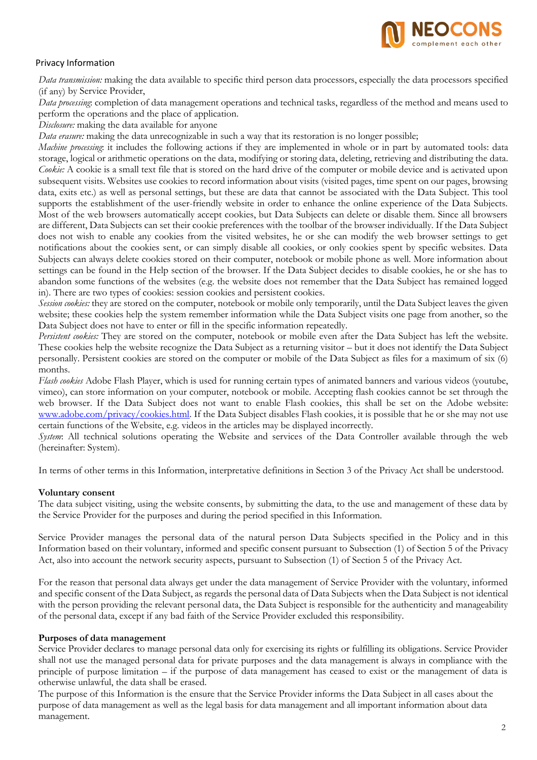Privacy Information

*Data transmission:* making the data available to specific third person data processors, especially the data processors specified (if any) by Service Provider,

*Data processing:* completion of data management operations and technical tasks, regardless of the method and means used to perform the operations and the place of application.

*Disclosure:* making the data available for anyone

*Data erasure:* making the data unrecognizable in such a way that its restoration is no longer possible;

*Machine processing:* it includes the following actions if they are implemented in whole or in part by automated tools: data storage, logical or arithmetic operations on the data, modifying or storing data, deleting, retrieving and distributing the data.

*Cookie:* A cookie is a small text file that is stored on the hard drive of the computer or mobile device and is activated upon subsequent visits. Websites use cookies to record information about visits (visited pages, time spent on our pages, browsing data, exits etc.) as well as personal settings, but these are data that cannot be associated with the Data Subject. This tool supports the establishment of the user-friendly website in order to enhance the online experience of the Data Subjects. Most of the web browsers automatically accept cookies, but Data Subjects can delete or disable them. Since all browsers are different, Data Subjects can set their cookie preferences with the toolbar of the browser individually. If the Data Subject does not wish to enable any cookies from the visited websites, he or she can modify the web browser settings to get notifications about the cookies sent, or can simply disable all cookies, or only cookies spent by specific websites. Data Subjects can always delete cookies stored on their computer, notebook or mobile phone as well. More information about settings can be found in the Help section of the browser. If the Data Subject decides to disable cookies, he or she has to abandon some functions of the websites (e.g. the website does not remember that the Data Subject has remained logged in). There are two types of cookies: session cookies and persistent cookies.

*Session cookies:* they are stored on the computer, notebook or mobile only temporarily, until the Data Subject leaves the given website; these cookies help the system remember information while the Data Subject visits one page from another, so the Data Subject does not have to enter or fill in the specific information repeatedly.

*Persistent cookies:* They are stored on the computer, notebook or mobile even after the Data Subject has left the website. These cookies help the website recognize the Data Subject as a returning visitor – but it does not identify the Data Subject personally. Persistent cookies are stored on the computer or mobile of the Data Subject as files for a maximum of six (6) months.

*Flash cookies* Adobe Flash Player, which is used for running certain types of animated banners and various videos (youtube, vimeo), can store information on your computer, notebook or mobile. Accepting flash cookies cannot be set through the web browser. If the Data Subject does not want to enable Flash cookies, this shall be set on the Adobe website: www.adobe.com/privacy/cookies.html. If the Data Subject disables Flash cookies, it is possible that he or she may not use certain functions of the Website, e.g. videos in the articles may be displayed incorrectly.

*System*: All technical solutions operating the Website and services of the Data Controller available through the web (hereinafter: System).

In terms of other terms in this Information, interpretative definitions in Section 3 of the Privacy Act shall be understood.

**Voluntary consent**

The data subject visiting, using the website consents, by submitting the data, to the use and management of these data by the Service Provider for the purposes and during the period specified in this Information.

Service Provider manages the personal data of the natural person Data Subjects specified in the Policy and in this Information based on their voluntary, informed and specific consent pursuant to Subsection (1) of Section 5 of the Privacy Act, also into account the network security aspects, pursuant to Subsection (1) of Section 5 of the Privacy Act.

For the reason that personal data always get under the data management of Service Provider with the voluntary, informed and specific consent of the Data Subject, as regards the personal data of Data Subjects when the Data Subject is not identical with the person providing the relevant personal data, the Data Subject is responsible for the authenticity and manageability of the personal data, except if any bad faith of the Service Provider excluded this responsibility.

**Purposes of data management**

Service Provider declares to manage personal data only for exercising its rights or fulfilling its obligations. Service Provider shall not use the managed personal data for private purposes and the data management is always in compliance with the principle of purpose limitation – if the purpose of data management has ceased to exist or the management of data is otherwise unlawful, the data shall be erased.

The purpose of this Information is the ensure that the Service Provider informs the Data Subject in all cases about the purpose of data management as well as the legal basis for data management and all important information about data management.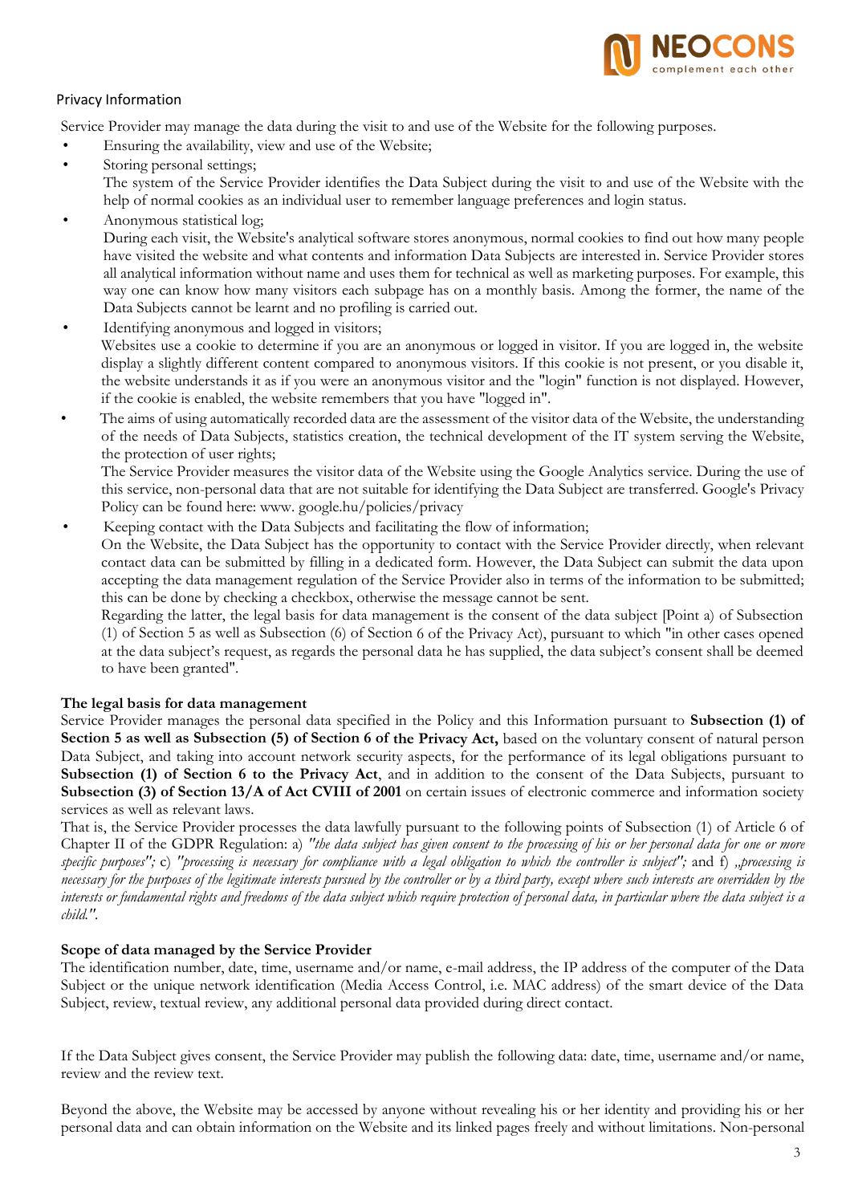Privacy Information

Service Provider may manage the data during the visit to and use of the Website for the following purposes.

- Ensuring the availability, view and use of the Website;
- Storing personal settings;
  The system of the Service Provider identifies the Data Subject during the visit to and use of the Website with the help of normal cookies as an individual user to remember language preferences and login status.
- Anonymous statistical log;
  During each visit, the Website's analytical software stores anonymous, normal cookies to find out how many people have visited the website and what contents and information Data Subjects are interested in. Service Provider stores all analytical information without name and uses them for technical as well as marketing purposes. For example, this way one can know how many visitors each subpage has on a monthly basis. Among the former, the name of the Data Subjects cannot be learnt and no profiling is carried out.
- Identifying anonymous and logged in visitors;
  Websites use a cookie to determine if you are an anonymous or logged in visitor. If you are logged in, the website display a slightly different content compared to anonymous visitors. If this cookie is not present, or you disable it, the website understands it as if you were an anonymous visitor and the "login" function is not displayed. However, if the cookie is enabled, the website remembers that you have "logged in".
- The aims of using automatically recorded data are the assessment of the visitor data of the Website, the understanding of the needs of Data Subjects, statistics creation, the technical development of the IT system serving the Website, the protection of user rights;
  The Service Provider measures the visitor data of the Website using the Google Analytics service. During the use of this service, non-personal data that are not suitable for identifying the Data Subject are transferred. Google's Privacy Policy can be found here: www. google.hu/policies/privacy
- Keeping contact with the Data Subjects and facilitating the flow of information;
  On the Website, the Data Subject has the opportunity to contact with the Service Provider directly, when relevant contact data can be submitted by filling in a dedicated form. However, the Data Subject can submit the data upon accepting the data management regulation of the Service Provider also in terms of the information to be submitted; this can be done by checking a checkbox, otherwise the message cannot be sent.
  Regarding the latter, the legal basis for data management is the consent of the data subject [Point a) of Subsection (1) of Section 5 as well as Subsection (6) of Section 6 of the Privacy Act), pursuant to which "in other cases opened at the data subject's request, as regards the personal data he has supplied, the data subject's consent shall be deemed to have been granted".

**The legal basis for data management**

Service Provider manages the personal data specified in the Policy and this Information pursuant to **Subsection (1) of Section 5 as well as Subsection (5) of Section 6 of the Privacy Act,** based on the voluntary consent of natural person Data Subject, and taking into account network security aspects, for the performance of its legal obligations pursuant to **Subsection (1) of Section 6 to the Privacy Act**, and in addition to the consent of the Data Subjects, pursuant to **Subsection (3) of Section 13/A of Act CVIII of 2001** on certain issues of electronic commerce and information society services as well as relevant laws.

That is, the Service Provider processes the data lawfully pursuant to the following points of Subsection (1) of Article 6 of Chapter II of the GDPR Regulation: a) *"the data subject has given consent to the processing of his or her personal data for one or more specific purposes";* c) *"processing is necessary for compliance with a legal obligation to which the controller is subject";* and f) *„processing is necessary for the purposes of the legitimate interests pursued by the controller or by a third party, except where such interests are overridden by the interests or fundamental rights and freedoms of the data subject which require protection of personal data, in particular where the data subject is a child."*.

**Scope of data managed by the Service Provider**

The identification number, date, time, username and/or name, e-mail address, the IP address of the computer of the Data Subject or the unique network identification (Media Access Control, i.e. MAC address) of the smart device of the Data Subject, review, textual review, any additional personal data provided during direct contact.

If the Data Subject gives consent, the Service Provider may publish the following data: date, time, username and/or name, review and the review text.

Beyond the above, the Website may be accessed by anyone without revealing his or her identity and providing his or her personal data and can obtain information on the Website and its linked pages freely and without limitations. Non-personal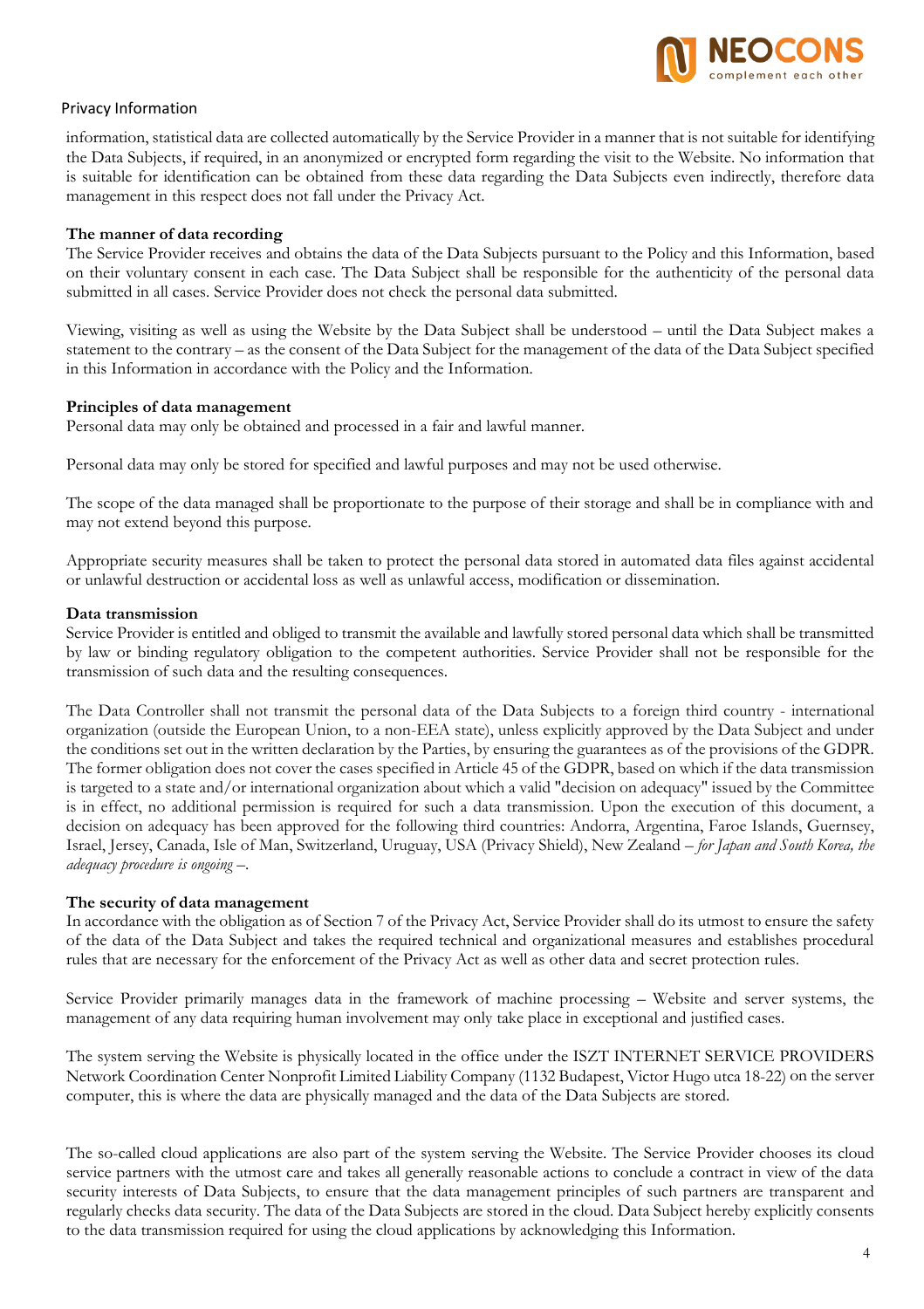information, statistical data are collected automatically by the Service Provider in a manner that is not suitable for identifying the Data Subjects, if required, in an anonymized or encrypted form regarding the visit to the Website. No information that is suitable for identification can be obtained from these data regarding the Data Subjects even indirectly, therefore data management in this respect does not fall under the Privacy Act.

**The manner of data recording**

The Service Provider receives and obtains the data of the Data Subjects pursuant to the Policy and this Information, based on their voluntary consent in each case. The Data Subject shall be responsible for the authenticity of the personal data submitted in all cases. Service Provider does not check the personal data submitted.

Viewing, visiting as well as using the Website by the Data Subject shall be understood – until the Data Subject makes a statement to the contrary – as the consent of the Data Subject for the management of the data of the Data Subject specified in this Information in accordance with the Policy and the Information.

**Principles of data management**

Personal data may only be obtained and processed in a fair and lawful manner.

Personal data may only be stored for specified and lawful purposes and may not be used otherwise.

The scope of the data managed shall be proportionate to the purpose of their storage and shall be in compliance with and may not extend beyond this purpose.

Appropriate security measures shall be taken to protect the personal data stored in automated data files against accidental or unlawful destruction or accidental loss as well as unlawful access, modification or dissemination.

**Data transmission**

Service Provider is entitled and obliged to transmit the available and lawfully stored personal data which shall be transmitted by law or binding regulatory obligation to the competent authorities. Service Provider shall not be responsible for the transmission of such data and the resulting consequences.

The Data Controller shall not transmit the personal data of the Data Subjects to a foreign third country - international organization (outside the European Union, to a non-EEA state), unless explicitly approved by the Data Subject and under the conditions set out in the written declaration by the Parties, by ensuring the guarantees as of the provisions of the GDPR. The former obligation does not cover the cases specified in Article 45 of the GDPR, based on which if the data transmission is targeted to a state and/or international organization about which a valid "decision on adequacy" issued by the Committee is in effect, no additional permission is required for such a data transmission. Upon the execution of this document, a decision on adequacy has been approved for the following third countries: Andorra, Argentina, Faroe Islands, Guernsey, Israel, Jersey, Canada, Isle of Man, Switzerland, Uruguay, USA (Privacy Shield), New Zealand – *for Japan and South Korea, the adequacy procedure is ongoing* –.

**The security of data management**

In accordance with the obligation as of Section 7 of the Privacy Act, Service Provider shall do its utmost to ensure the safety of the data of the Data Subject and takes the required technical and organizational measures and establishes procedural rules that are necessary for the enforcement of the Privacy Act as well as other data and secret protection rules.

Service Provider primarily manages data in the framework of machine processing – Website and server systems, the management of any data requiring human involvement may only take place in exceptional and justified cases.

The system serving the Website is physically located in the office under the ISZT INTERNET SERVICE PROVIDERS Network Coordination Center Nonprofit Limited Liability Company (1132 Budapest, Victor Hugo utca 18-22) on the server computer, this is where the data are physically managed and the data of the Data Subjects are stored.

The so-called cloud applications are also part of the system serving the Website. The Service Provider chooses its cloud service partners with the utmost care and takes all generally reasonable actions to conclude a contract in view of the data security interests of Data Subjects, to ensure that the data management principles of such partners are transparent and regularly checks data security. The data of the Data Subjects are stored in the cloud. Data Subject hereby explicitly consents to the data transmission required for using the cloud applications by acknowledging this Information.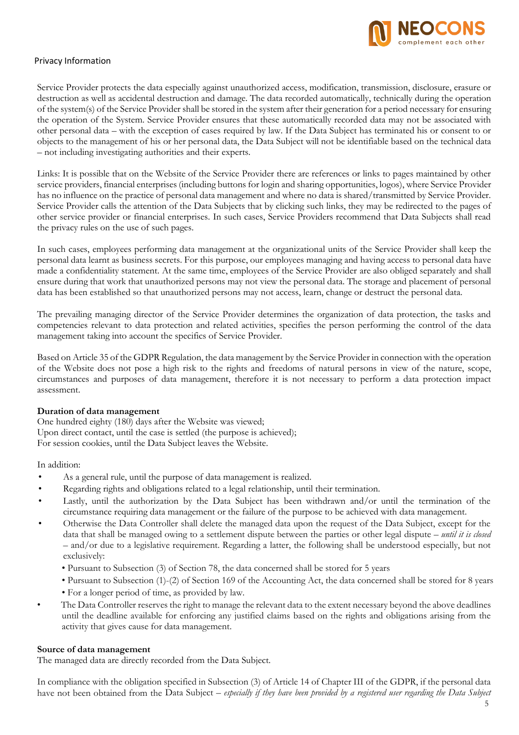Service Provider protects the data especially against unauthorized access, modification, transmission, disclosure, erasure or destruction as well as accidental destruction and damage. The data recorded automatically, technically during the operation of the system(s) of the Service Provider shall be stored in the system after their generation for a period necessary for ensuring the operation of the System. Service Provider ensures that these automatically recorded data may not be associated with other personal data – with the exception of cases required by law. If the Data Subject has terminated his or consent to or objects to the management of his or her personal data, the Data Subject will not be identifiable based on the technical data – not including investigating authorities and their experts.

Links: It is possible that on the Website of the Service Provider there are references or links to pages maintained by other service providers, financial enterprises (including buttons for login and sharing opportunities, logos), where Service Provider has no influence on the practice of personal data management and where no data is shared/transmitted by Service Provider. Service Provider calls the attention of the Data Subjects that by clicking such links, they may be redirected to the pages of other service provider or financial enterprises. In such cases, Service Providers recommend that Data Subjects shall read the privacy rules on the use of such pages.

In such cases, employees performing data management at the organizational units of the Service Provider shall keep the personal data learnt as business secrets. For this purpose, our employees managing and having access to personal data have made a confidentiality statement. At the same time, employees of the Service Provider are also obliged separately and shall ensure during that work that unauthorized persons may not view the personal data. The storage and placement of personal data has been established so that unauthorized persons may not access, learn, change or destruct the personal data.

The prevailing managing director of the Service Provider determines the organization of data protection, the tasks and competencies relevant to data protection and related activities, specifies the person performing the control of the data management taking into account the specifics of Service Provider.

Based on Article 35 of the GDPR Regulation, the data management by the Service Provider in connection with the operation of the Website does not pose a high risk to the rights and freedoms of natural persons in view of the nature, scope, circumstances and purposes of data management, therefore it is not necessary to perform a data protection impact assessment.

**Duration of data management**

One hundred eighty (180) days after the Website was viewed;
Upon direct contact, until the case is settled (the purpose is achieved);
For session cookies, until the Data Subject leaves the Website.

In addition:

- As a general rule, until the purpose of data management is realized.
- Regarding rights and obligations related to a legal relationship, until their termination.
- Lastly, until the authorization by the Data Subject has been withdrawn and/or until the termination of the circumstance requiring data management or the failure of the purpose to be achieved with data management.
- Otherwise the Data Controller shall delete the managed data upon the request of the Data Subject, except for the data that shall be managed owing to a settlement dispute between the parties or other legal dispute – *until it is closed* – and/or due to a legislative requirement. Regarding a latter, the following shall be understood especially, but not exclusively:
  - Pursuant to Subsection (3) of Section 78, the data concerned shall be stored for 5 years
  - Pursuant to Subsection (1)-(2) of Section 169 of the Accounting Act, the data concerned shall be stored for 8 years
  - For a longer period of time, as provided by law.
- The Data Controller reserves the right to manage the relevant data to the extent necessary beyond the above deadlines until the deadline available for enforcing any justified claims based on the rights and obligations arising from the activity that gives cause for data management.

**Source of data management**

The managed data are directly recorded from the Data Subject.

In compliance with the obligation specified in Subsection (3) of Article 14 of Chapter III of the GDPR, if the personal data have not been obtained from the Data Subject – *especially if they have been provided by a registered user regarding the Data Subject*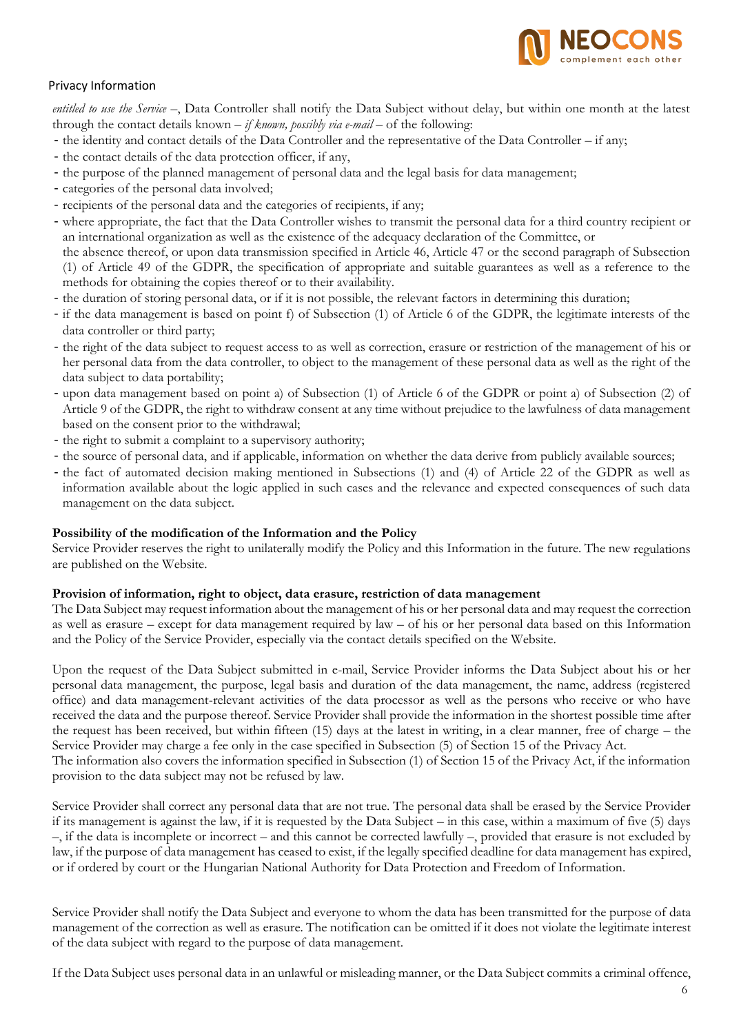*entitled to use the Service* –, Data Controller shall notify the Data Subject without delay, but within one month at the latest through the contact details known – *if known, possibly via e-mail* – of the following:

- the identity and contact details of the Data Controller and the representative of the Data Controller – if any;
- the contact details of the data protection officer, if any,
- the purpose of the planned management of personal data and the legal basis for data management;
- categories of the personal data involved;
- recipients of the personal data and the categories of recipients, if any;
- where appropriate, the fact that the Data Controller wishes to transmit the personal data for a third country recipient or an international organization as well as the existence of the adequacy declaration of the Committee, or the absence thereof, or upon data transmission specified in Article 46, Article 47 or the second paragraph of Subsection (1) of Article 49 of the GDPR, the specification of appropriate and suitable guarantees as well as a reference to the methods for obtaining the copies thereof or to their availability.
- the duration of storing personal data, or if it is not possible, the relevant factors in determining this duration;
- if the data management is based on point f) of Subsection (1) of Article 6 of the GDPR, the legitimate interests of the data controller or third party;
- the right of the data subject to request access to as well as correction, erasure or restriction of the management of his or her personal data from the data controller, to object to the management of these personal data as well as the right of the data subject to data portability;
- upon data management based on point a) of Subsection (1) of Article 6 of the GDPR or point a) of Subsection (2) of Article 9 of the GDPR, the right to withdraw consent at any time without prejudice to the lawfulness of data management based on the consent prior to the withdrawal;
- the right to submit a complaint to a supervisory authority;
- the source of personal data, and if applicable, information on whether the data derive from publicly available sources;
- the fact of automated decision making mentioned in Subsections (1) and (4) of Article 22 of the GDPR as well as information available about the logic applied in such cases and the relevance and expected consequences of such data management on the data subject.

**Possibility of the modification of the Information and the Policy**

Service Provider reserves the right to unilaterally modify the Policy and this Information in the future. The new regulations are published on the Website.

**Provision of information, right to object, data erasure, restriction of data management**

The Data Subject may request information about the management of his or her personal data and may request the correction as well as erasure – except for data management required by law – of his or her personal data based on this Information and the Policy of the Service Provider, especially via the contact details specified on the Website.

Upon the request of the Data Subject submitted in e-mail, Service Provider informs the Data Subject about his or her personal data management, the purpose, legal basis and duration of the data management, the name, address (registered office) and data management-relevant activities of the data processor as well as the persons who receive or who have received the data and the purpose thereof. Service Provider shall provide the information in the shortest possible time after the request has been received, but within fifteen (15) days at the latest in writing, in a clear manner, free of charge – the Service Provider may charge a fee only in the case specified in Subsection (5) of Section 15 of the Privacy Act.
The information also covers the information specified in Subsection (1) of Section 15 of the Privacy Act, if the information provision to the data subject may not be refused by law.

Service Provider shall correct any personal data that are not true. The personal data shall be erased by the Service Provider if its management is against the law, if it is requested by the Data Subject – in this case, within a maximum of five (5) days –, if the data is incomplete or incorrect – and this cannot be corrected lawfully –, provided that erasure is not excluded by law, if the purpose of data management has ceased to exist, if the legally specified deadline for data management has expired, or if ordered by court or the Hungarian National Authority for Data Protection and Freedom of Information.

Service Provider shall notify the Data Subject and everyone to whom the data has been transmitted for the purpose of data management of the correction as well as erasure. The notification can be omitted if it does not violate the legitimate interest of the data subject with regard to the purpose of data management.

If the Data Subject uses personal data in an unlawful or misleading manner, or the Data Subject commits a criminal offence,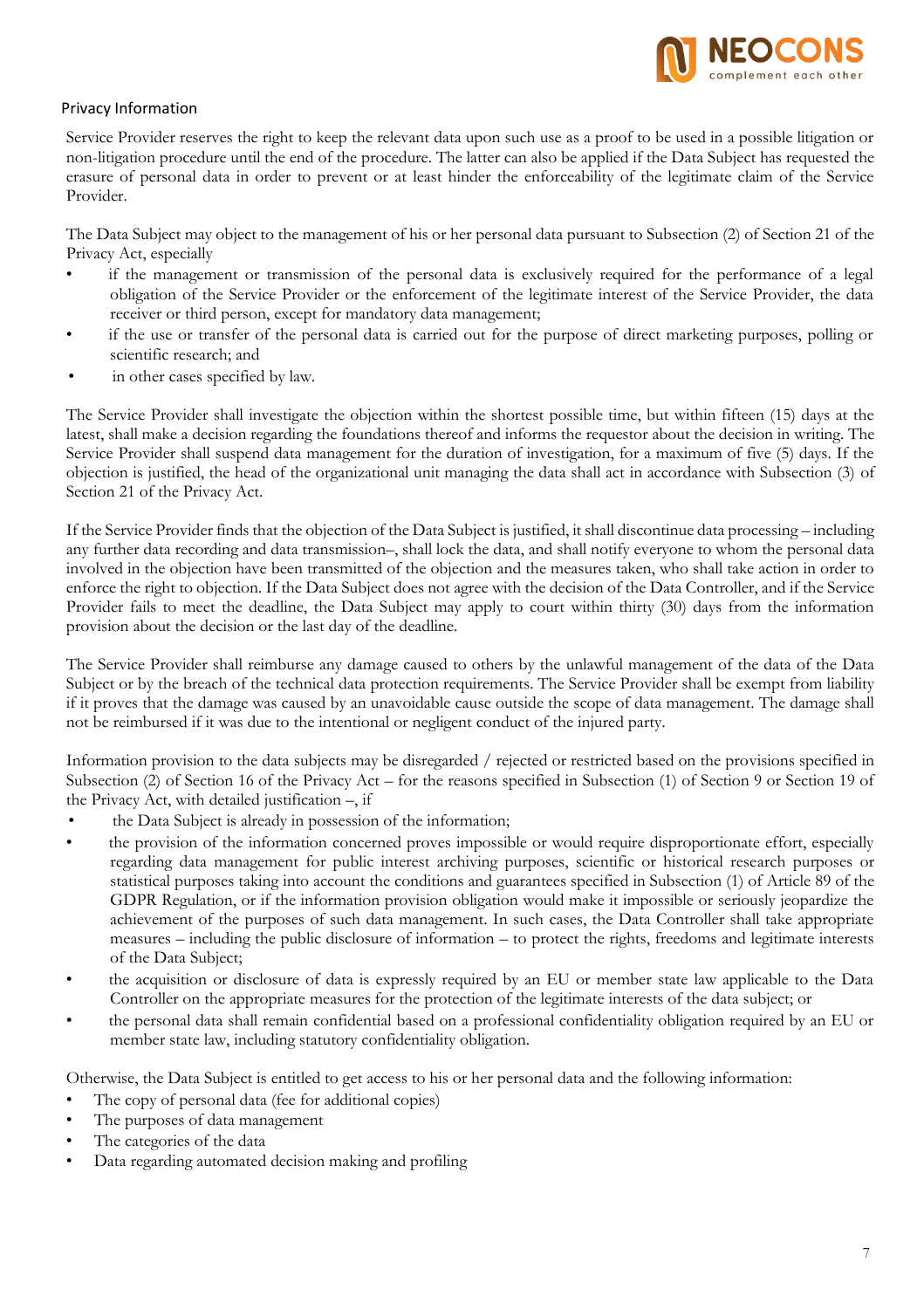## Privacy Information

Service Provider reserves the right to keep the relevant data upon such use as a proof to be used in a possible litigation or non-litigation procedure until the end of the procedure. The latter can also be applied if the Data Subject has requested the erasure of personal data in order to prevent or at least hinder the enforceability of the legitimate claim of the Service Provider.

The Data Subject may object to the management of his or her personal data pursuant to Subsection (2) of Section 21 of the Privacy Act, especially

- if the management or transmission of the personal data is exclusively required for the performance of a legal obligation of the Service Provider or the enforcement of the legitimate interest of the Service Provider, the data receiver or third person, except for mandatory data management;
- if the use or transfer of the personal data is carried out for the purpose of direct marketing purposes, polling or scientific research; and
- in other cases specified by law.

The Service Provider shall investigate the objection within the shortest possible time, but within fifteen (15) days at the latest, shall make a decision regarding the foundations thereof and informs the requestor about the decision in writing. The Service Provider shall suspend data management for the duration of investigation, for a maximum of five (5) days. If the objection is justified, the head of the organizational unit managing the data shall act in accordance with Subsection (3) of Section 21 of the Privacy Act.

If the Service Provider finds that the objection of the Data Subject is justified, it shall discontinue data processing – including any further data recording and data transmission–, shall lock the data, and shall notify everyone to whom the personal data involved in the objection have been transmitted of the objection and the measures taken, who shall take action in order to enforce the right to objection. If the Data Subject does not agree with the decision of the Data Controller, and if the Service Provider fails to meet the deadline, the Data Subject may apply to court within thirty (30) days from the information provision about the decision or the last day of the deadline.

The Service Provider shall reimburse any damage caused to others by the unlawful management of the data of the Data Subject or by the breach of the technical data protection requirements. The Service Provider shall be exempt from liability if it proves that the damage was caused by an unavoidable cause outside the scope of data management. The damage shall not be reimbursed if it was due to the intentional or negligent conduct of the injured party.

Information provision to the data subjects may be disregarded / rejected or restricted based on the provisions specified in Subsection (2) of Section 16 of the Privacy Act – for the reasons specified in Subsection (1) of Section 9 or Section 19 of the Privacy Act, with detailed justification –, if

- the Data Subject is already in possession of the information;
- the provision of the information concerned proves impossible or would require disproportionate effort, especially regarding data management for public interest archiving purposes, scientific or historical research purposes or statistical purposes taking into account the conditions and guarantees specified in Subsection (1) of Article 89 of the GDPR Regulation, or if the information provision obligation would make it impossible or seriously jeopardize the achievement of the purposes of such data management. In such cases, the Data Controller shall take appropriate measures – including the public disclosure of information – to protect the rights, freedoms and legitimate interests of the Data Subject;
- the acquisition or disclosure of data is expressly required by an EU or member state law applicable to the Data Controller on the appropriate measures for the protection of the legitimate interests of the data subject; or
- the personal data shall remain confidential based on a professional confidentiality obligation required by an EU or member state law, including statutory confidentiality obligation.

Otherwise, the Data Subject is entitled to get access to his or her personal data and the following information:

- The copy of personal data (fee for additional copies)
- The purposes of data management
- The categories of the data
- Data regarding automated decision making and profiling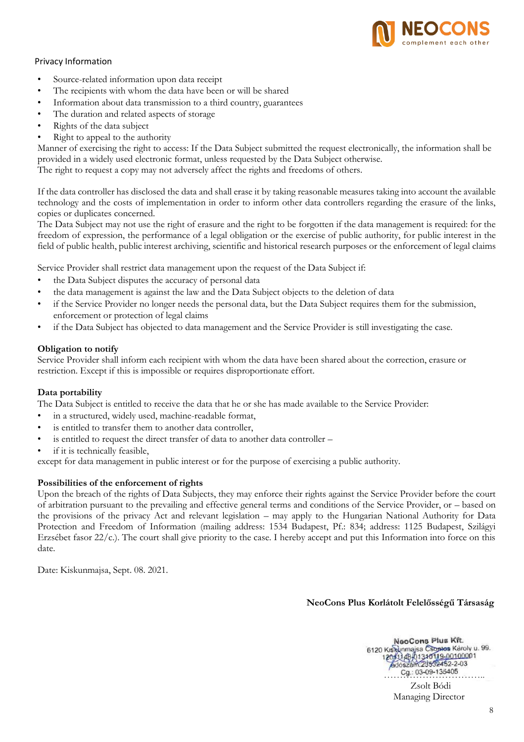Privacy Information

- Source-related information upon data receipt
- The recipients with whom the data have been or will be shared
- Information about data transmission to a third country, guarantees
- The duration and related aspects of storage
- Rights of the data subject
- Right to appeal to the authority

Manner of exercising the right to access: If the Data Subject submitted the request electronically, the information shall be provided in a widely used electronic format, unless requested by the Data Subject otherwise.
The right to request a copy may not adversely affect the rights and freedoms of others.

If the data controller has disclosed the data and shall erase it by taking reasonable measures taking into account the available technology and the costs of implementation in order to inform other data controllers regarding the erasure of the links, copies or duplicates concerned.
The Data Subject may not use the right of erasure and the right to be forgotten if the data management is required: for the freedom of expression, the performance of a legal obligation or the exercise of public authority, for public interest in the field of public health, public interest archiving, scientific and historical research purposes or the enforcement of legal claims

Service Provider shall restrict data management upon the request of the Data Subject if:

- the Data Subject disputes the accuracy of personal data
- the data management is against the law and the Data Subject objects to the deletion of data
- if the Service Provider no longer needs the personal data, but the Data Subject requires them for the submission, enforcement or protection of legal claims
- if the Data Subject has objected to data management and the Service Provider is still investigating the case.

**Obligation to notify**
Service Provider shall inform each recipient with whom the data have been shared about the correction, erasure or restriction. Except if this is impossible or requires disproportionate effort.

**Data portability**
The Data Subject is entitled to receive the data that he or she has made available to the Service Provider:

- in a structured, widely used, machine-readable format,
- is entitled to transfer them to another data controller,
- is entitled to request the direct transfer of data to another data controller –
- if it is technically feasible,

except for data management in public interest or for the purpose of exercising a public authority.

**Possibilities of the enforcement of rights**
Upon the breach of the rights of Data Subjects, they may enforce their rights against the Service Provider before the court of arbitration pursuant to the prevailing and effective general terms and conditions of the Service Provider, or – based on the provisions of the privacy Act and relevant legislation – may apply to the Hungarian National Authority for Data Protection and Freedom of Information (mailing address: 1534 Budapest, Pf.: 834; address: 1125 Budapest, Szilágyi Erzsébet fasor 22/c.). The court shall give priority to the case. I hereby accept and put this Information into force on this date.

Date: Kiskunmajsa, Sept. 08. 2021.

**NeoCons Plus Korlátolt Felelősségű Társaság**

NeoCons Plus Kft.
6120 Kiskunmajsa Csontos Károly u. 99.
12011148-01310119-00100001
adószám: 23532452-2-03
Cg.: 03-09-135405

……………………………

Zsolt Bódi
Managing Director